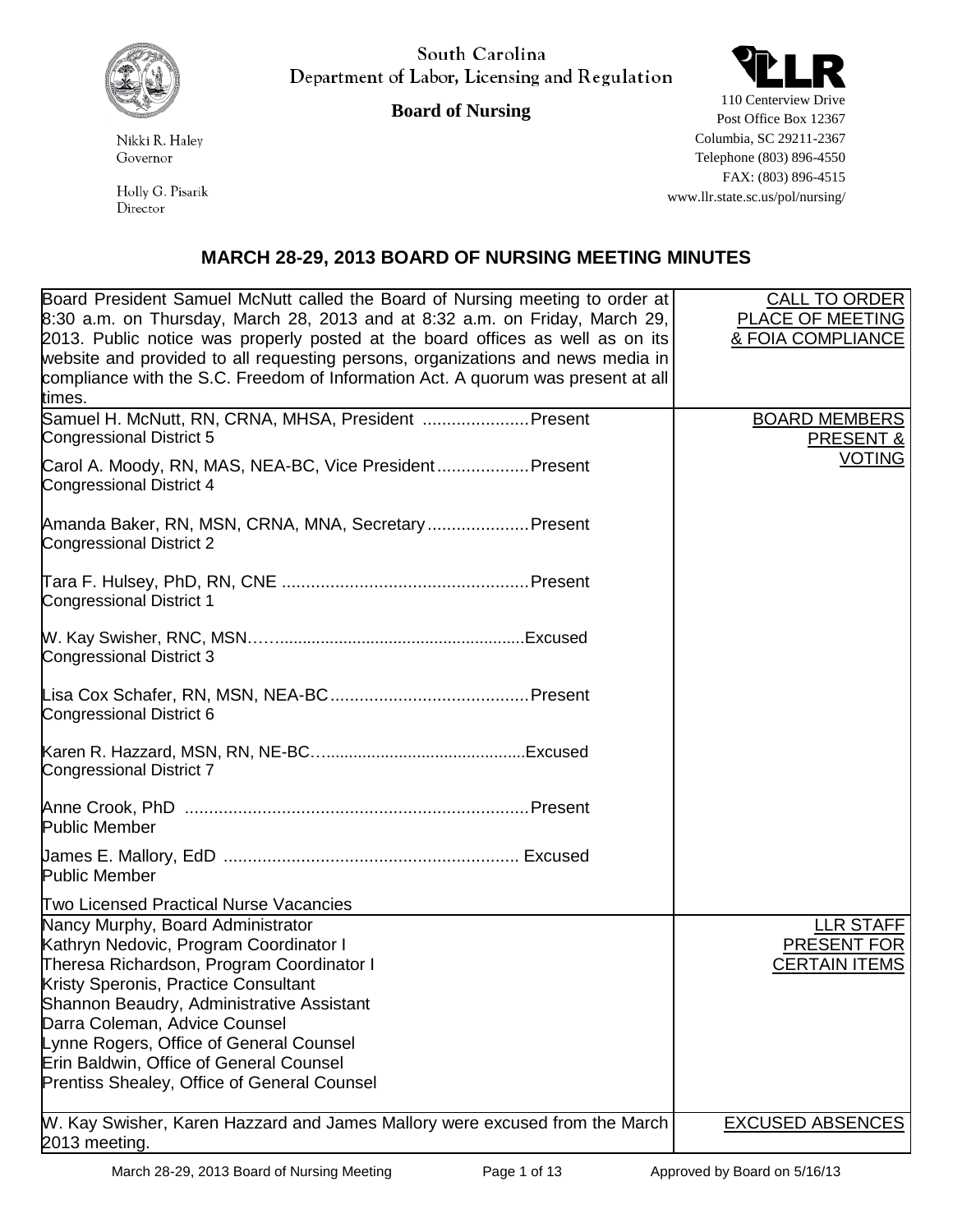South Carolina
Department of Labor, Licensing and Regulation

**Board of Nursing**

Nikki R. Haley
Governor

Holly G. Pisarik
Director

110 Centerview Drive
Post Office Box 12367
Columbia, SC 29211-2367
Telephone (803) 896-4550
FAX: (803) 896-4515
www.llr.state.sc.us/pol/nursing/

## MARCH 28-29, 2013 BOARD OF NURSING MEETING MINUTES

| | |
|---|---|
| Board President Samuel McNutt called the Board of Nursing meeting to order at 8:30 a.m. on Thursday, March 28, 2013 and at 8:32 a.m. on Friday, March 29, 2013. Public notice was properly posted at the board offices as well as on its website and provided to all requesting persons, organizations and news media in compliance with the S.C. Freedom of Information Act. A quorum was present at all times. | CALL TO ORDER PLACE OF MEETING & FOIA COMPLIANCE |
| Samuel H. McNutt, RN, CRNA, MHSA, President ...................... Present<br>Congressional District 5<br><br>Carol A. Moody, RN, MAS, NEA-BC, Vice President ................... Present<br>Congressional District 4<br><br>Amanda Baker, RN, MSN, CRNA, MNA, Secretary ..................... Present<br>Congressional District 2<br><br>Tara F. Hulsey, PhD, RN, CNE ................................................... Present<br>Congressional District 1<br><br>W. Kay Swisher, RNC, MSN……..................................................... Excused<br>Congressional District 3<br><br>Lisa Cox Schafer, RN, MSN, NEA-BC ......................................... Present<br>Congressional District 6<br><br>Karen R. Hazzard, MSN, RN, NE-BC…............................................ Excused<br>Congressional District 7<br><br>Anne Crook, PhD ....................................................................... Present<br>Public Member<br><br>James E. Mallory, EdD ............................................................. Excused<br>Public Member<br><br>Two Licensed Practical Nurse Vacancies | BOARD MEMBERS PRESENT & VOTING |
| Nancy Murphy, Board Administrator<br>Kathryn Nedovic, Program Coordinator I<br>Theresa Richardson, Program Coordinator I<br>Kristy Speronis, Practice Consultant<br>Shannon Beaudry, Administrative Assistant<br>Darra Coleman, Advice Counsel<br>Lynne Rogers, Office of General Counsel<br>Erin Baldwin, Office of General Counsel<br>Prentiss Shealey, Office of General Counsel | LLR STAFF PRESENT FOR CERTAIN ITEMS |
| W. Kay Swisher, Karen Hazzard and James Mallory were excused from the March 2013 meeting. | EXCUSED ABSENCES |

Approved by Board on 5/16/13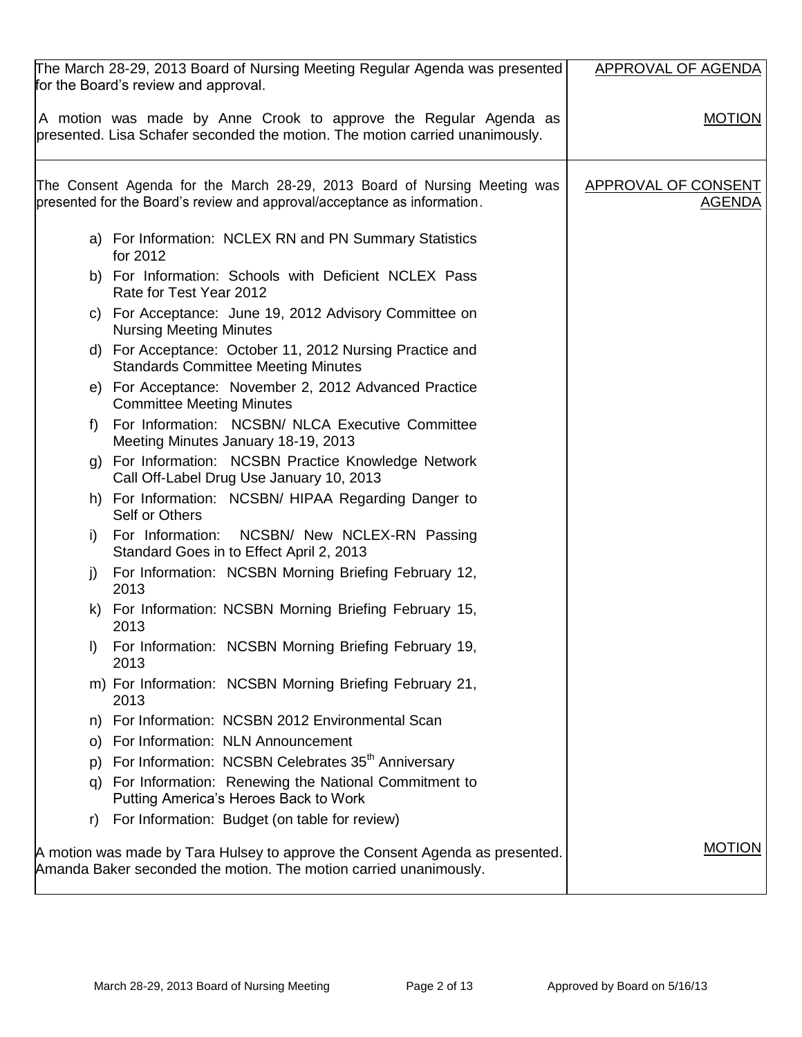| | |
|---|---|
| The March 28-29, 2013 Board of Nursing Meeting Regular Agenda was presented for the Board's review and approval. | APPROVAL OF AGENDA |
| A motion was made by Anne Crook to approve the Regular Agenda as presented. Lisa Schafer seconded the motion. The motion carried unanimously. | MOTION |
| The Consent Agenda for the March 28-29, 2013 Board of Nursing Meeting was presented for the Board's review and approval/acceptance as information.<br><br>a) For Information: NCLEX RN and PN Summary Statistics for 2012<br>b) For Information: Schools with Deficient NCLEX Pass Rate for Test Year 2012<br>c) For Acceptance: June 19, 2012 Advisory Committee on Nursing Meeting Minutes<br>d) For Acceptance: October 11, 2012 Nursing Practice and Standards Committee Meeting Minutes<br>e) For Acceptance: November 2, 2012 Advanced Practice Committee Meeting Minutes<br>f) For Information: NCSBN/ NLCA Executive Committee Meeting Minutes January 18-19, 2013<br>g) For Information: NCSBN Practice Knowledge Network Call Off-Label Drug Use January 10, 2013<br>h) For Information: NCSBN/ HIPAA Regarding Danger to Self or Others<br>i) For Information: NCSBN/ New NCLEX-RN Passing Standard Goes in to Effect April 2, 2013<br>j) For Information: NCSBN Morning Briefing February 12, 2013<br>k) For Information: NCSBN Morning Briefing February 15, 2013<br>l) For Information: NCSBN Morning Briefing February 19, 2013<br>m) For Information: NCSBN Morning Briefing February 21, 2013<br>n) For Information: NCSBN 2012 Environmental Scan<br>o) For Information: NLN Announcement<br>p) For Information: NCSBN Celebrates 35th Anniversary<br>q) For Information: Renewing the National Commitment to Putting America's Heroes Back to Work<br>r) For Information: Budget (on table for review) | APPROVAL OF CONSENT AGENDA |
| A motion was made by Tara Hulsey to approve the Consent Agenda as presented. Amanda Baker seconded the motion. The motion carried unanimously. | MOTION |

Approved by Board on 5/16/13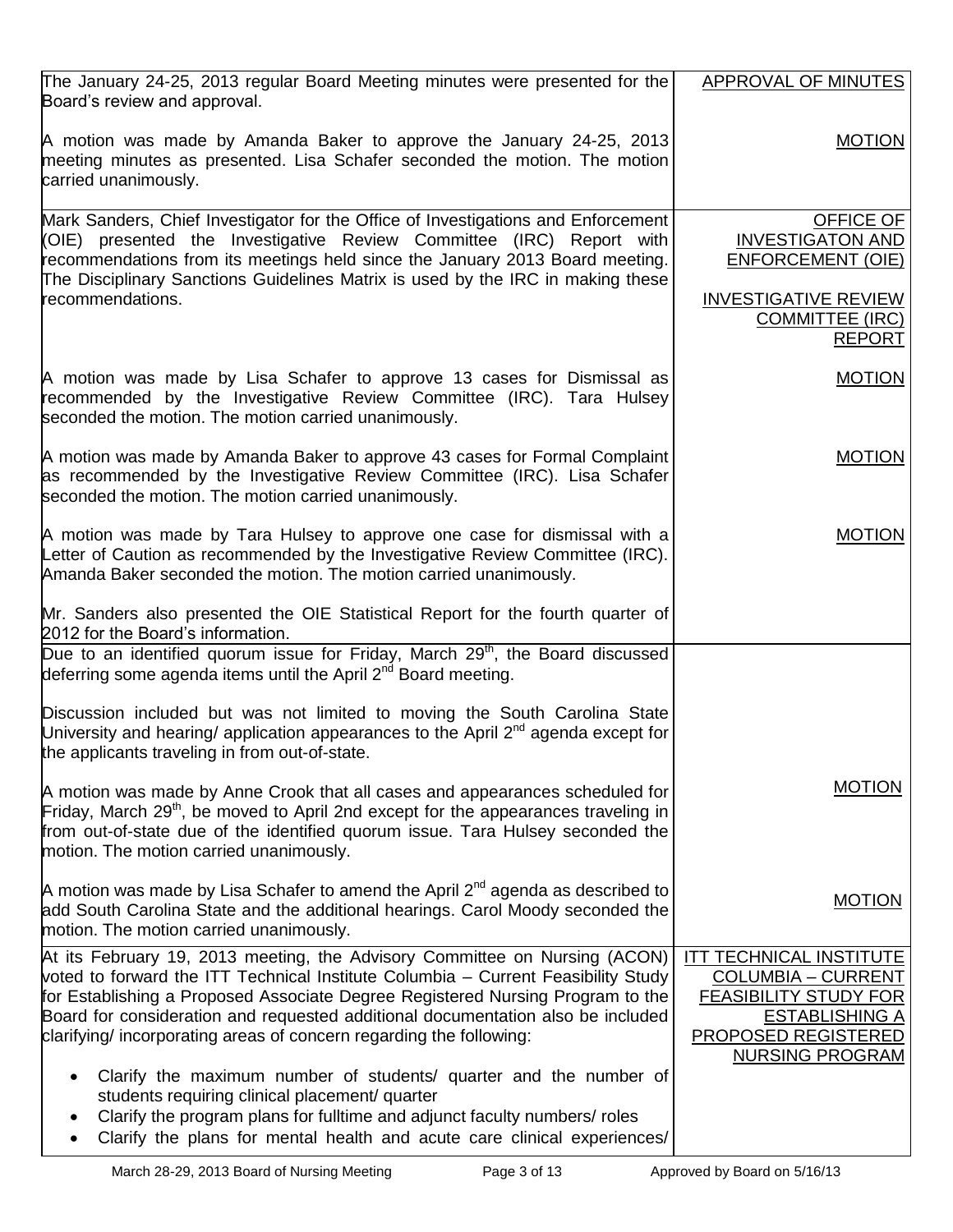| | |
|---|---|
| The January 24-25, 2013 regular Board Meeting minutes were presented for the Board's review and approval.<br><br>A motion was made by Amanda Baker to approve the January 24-25, 2013 meeting minutes as presented. Lisa Schafer seconded the motion. The motion carried unanimously. | <u>APPROVAL OF MINUTES</u><br><br><u>MOTION</u> |
| Mark Sanders, Chief Investigator for the Office of Investigations and Enforcement (OIE) presented the Investigative Review Committee (IRC) Report with recommendations from its meetings held since the January 2013 Board meeting. The Disciplinary Sanctions Guidelines Matrix is used by the IRC in making these recommendations.<br><br>A motion was made by Lisa Schafer to approve 13 cases for Dismissal as recommended by the Investigative Review Committee (IRC). Tara Hulsey seconded the motion. The motion carried unanimously.<br><br>A motion was made by Amanda Baker to approve 43 cases for Formal Complaint as recommended by the Investigative Review Committee (IRC). Lisa Schafer seconded the motion. The motion carried unanimously.<br><br>A motion was made by Tara Hulsey to approve one case for dismissal with a Letter of Caution as recommended by the Investigative Review Committee (IRC). Amanda Baker seconded the motion. The motion carried unanimously.<br><br>Mr. Sanders also presented the OIE Statistical Report for the fourth quarter of 2012 for the Board's information. | <u>OFFICE OF INVESTIGATON AND ENFORCEMENT (OIE)</u><br><br><u>INVESTIGATIVE REVIEW COMMITTEE (IRC) REPORT</u><br><br><u>MOTION</u><br><br><u>MOTION</u><br><br><u>MOTION</u> |
| Due to an identified quorum issue for Friday, March 29th, the Board discussed deferring some agenda items until the April 2nd Board meeting.<br><br>Discussion included but was not limited to moving the South Carolina State University and hearing/ application appearances to the April 2nd agenda except for the applicants traveling in from out-of-state.<br><br>A motion was made by Anne Crook that all cases and appearances scheduled for Friday, March 29th, be moved to April 2nd except for the appearances traveling in from out-of-state due of the identified quorum issue. Tara Hulsey seconded the motion. The motion carried unanimously.<br><br>A motion was made by Lisa Schafer to amend the April 2nd agenda as described to add South Carolina State and the additional hearings. Carol Moody seconded the motion. The motion carried unanimously. | <u>MOTION</u><br><br><u>MOTION</u> |
| At its February 19, 2013 meeting, the Advisory Committee on Nursing (ACON) voted to forward the ITT Technical Institute Columbia – Current Feasibility Study for Establishing a Proposed Associate Degree Registered Nursing Program to the Board for consideration and requested additional documentation also be included clarifying/ incorporating areas of concern regarding the following:<br><br>• Clarify the maximum number of students/ quarter and the number of students requiring clinical placement/ quarter<br>• Clarify the program plans for fulltime and adjunct faculty numbers/ roles<br>• Clarify the plans for mental health and acute care clinical experiences/ | <u>ITT TECHNICAL INSTITUTE COLUMBIA – CURRENT FEASIBILITY STUDY FOR ESTABLISHING A PROPOSED REGISTERED NURSING PROGRAM</u> |

March 28-29, 2013 Board of Nursing Meeting — Approved by Board on 5/16/13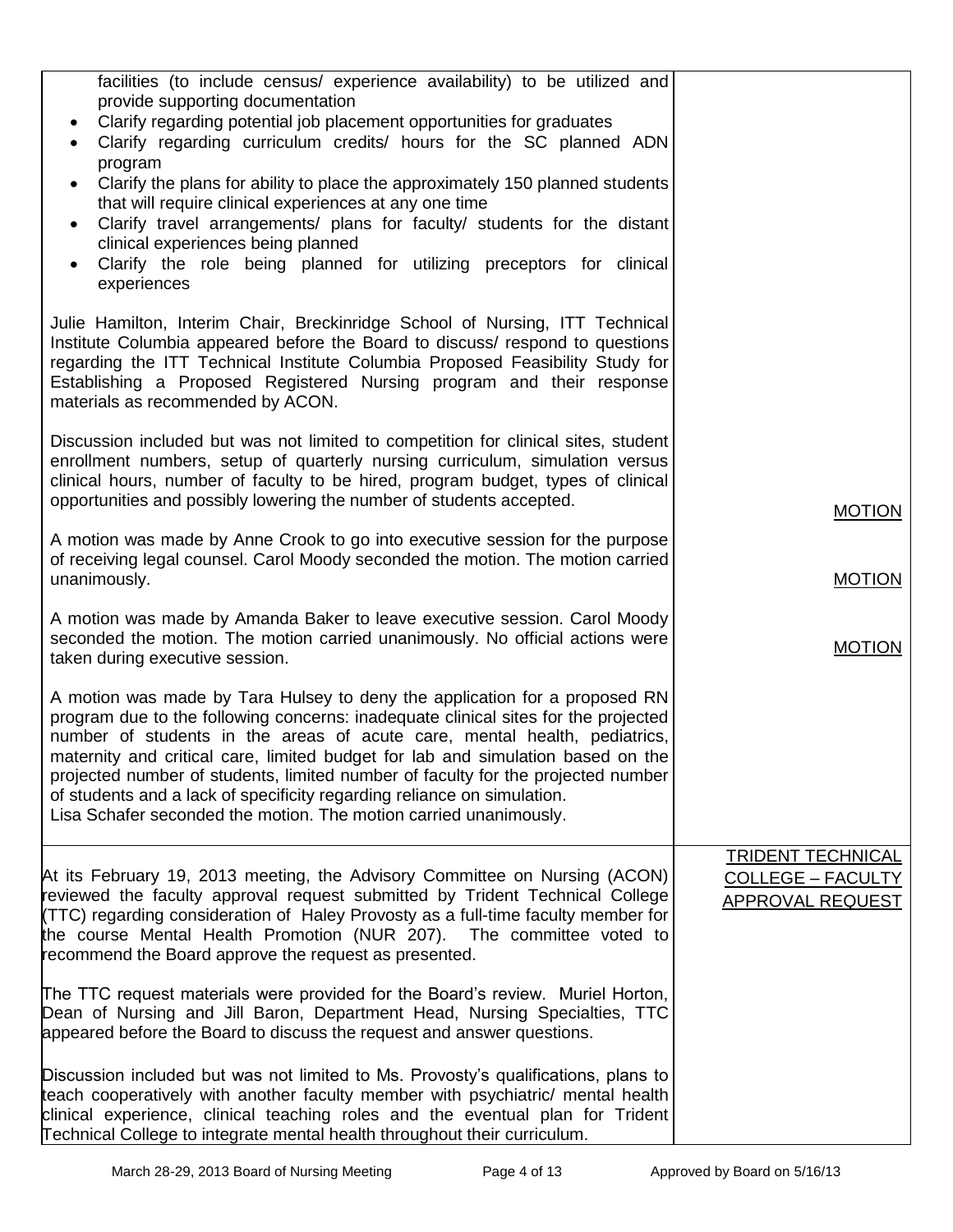facilities (to include census/ experience availability) to be utilized and provide supporting documentation
- Clarify regarding potential job placement opportunities for graduates
- Clarify regarding curriculum credits/ hours for the SC planned ADN program
- Clarify the plans for ability to place the approximately 150 planned students that will require clinical experiences at any one time
- Clarify travel arrangements/ plans for faculty/ students for the distant clinical experiences being planned
- Clarify the role being planned for utilizing preceptors for clinical experiences

Julie Hamilton, Interim Chair, Breckinridge School of Nursing, ITT Technical Institute Columbia appeared before the Board to discuss/ respond to questions regarding the ITT Technical Institute Columbia Proposed Feasibility Study for Establishing a Proposed Registered Nursing program and their response materials as recommended by ACON.

Discussion included but was not limited to competition for clinical sites, student enrollment numbers, setup of quarterly nursing curriculum, simulation versus clinical hours, number of faculty to be hired, program budget, types of clinical opportunities and possibly lowering the number of students accepted.

**MOTION**

A motion was made by Anne Crook to go into executive session for the purpose of receiving legal counsel. Carol Moody seconded the motion. The motion carried unanimously.

**MOTION**

A motion was made by Amanda Baker to leave executive session. Carol Moody seconded the motion. The motion carried unanimously. No official actions were taken during executive session.

**MOTION**

A motion was made by Tara Hulsey to deny the application for a proposed RN program due to the following concerns: inadequate clinical sites for the projected number of students in the areas of acute care, mental health, pediatrics, maternity and critical care, limited budget for lab and simulation based on the projected number of students, limited number of faculty for the projected number of students and a lack of specificity regarding reliance on simulation.
Lisa Schafer seconded the motion. The motion carried unanimously.

## TRIDENT TECHNICAL COLLEGE – FACULTY APPROVAL REQUEST

At its February 19, 2013 meeting, the Advisory Committee on Nursing (ACON) reviewed the faculty approval request submitted by Trident Technical College (TTC) regarding consideration of Haley Provosty as a full-time faculty member for the course Mental Health Promotion (NUR 207). The committee voted to recommend the Board approve the request as presented.

The TTC request materials were provided for the Board's review. Muriel Horton, Dean of Nursing and Jill Baron, Department Head, Nursing Specialties, TTC appeared before the Board to discuss the request and answer questions.

Discussion included but was not limited to Ms. Provosty's qualifications, plans to teach cooperatively with another faculty member with psychiatric/ mental health clinical experience, clinical teaching roles and the eventual plan for Trident Technical College to integrate mental health throughout their curriculum.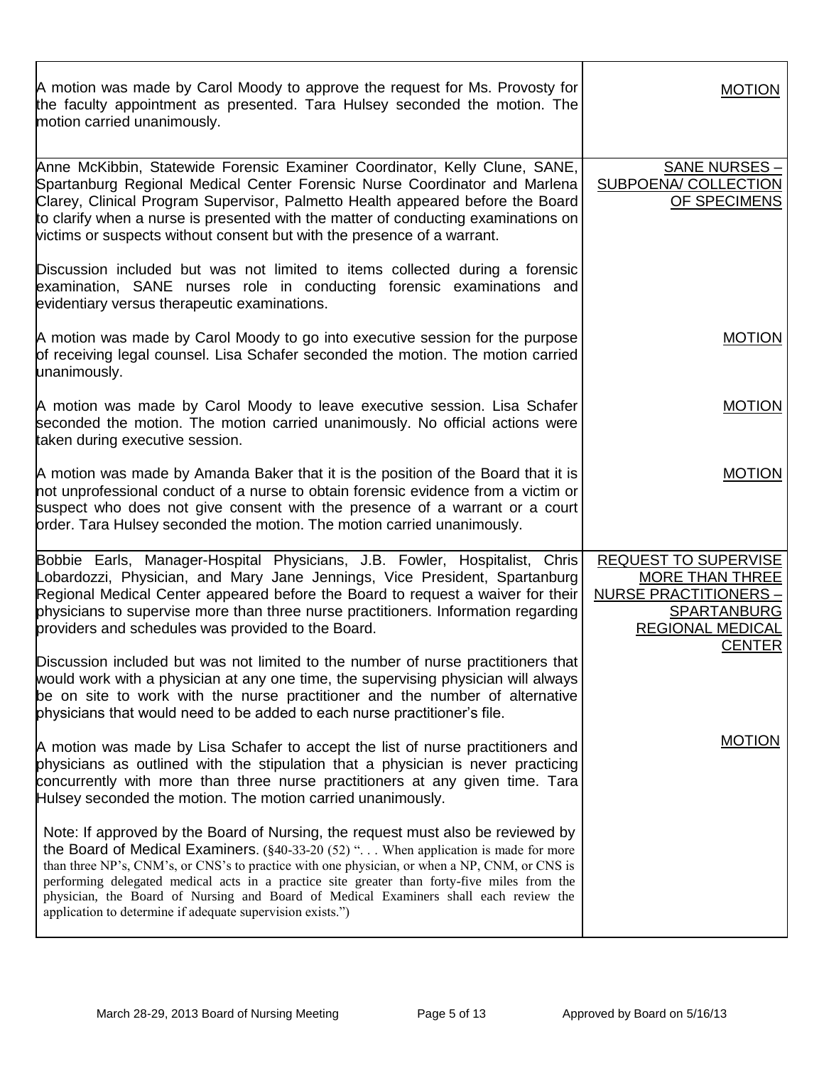| | |
|---|---|
| A motion was made by Carol Moody to approve the request for Ms. Provosty for the faculty appointment as presented. Tara Hulsey seconded the motion. The motion carried unanimously. | MOTION |
| Anne McKibbin, Statewide Forensic Examiner Coordinator, Kelly Clune, SANE, Spartanburg Regional Medical Center Forensic Nurse Coordinator and Marlena Clarey, Clinical Program Supervisor, Palmetto Health appeared before the Board to clarify when a nurse is presented with the matter of conducting examinations on victims or suspects without consent but with the presence of a warrant.<br><br>Discussion included but was not limited to items collected during a forensic examination, SANE nurses role in conducting forensic examinations and evidentiary versus therapeutic examinations. | SANE NURSES – SUBPOENA/ COLLECTION OF SPECIMENS |
| A motion was made by Carol Moody to go into executive session for the purpose of receiving legal counsel. Lisa Schafer seconded the motion. The motion carried unanimously. | MOTION |
| A motion was made by Carol Moody to leave executive session. Lisa Schafer seconded the motion. The motion carried unanimously. No official actions were taken during executive session. | MOTION |
| A motion was made by Amanda Baker that it is the position of the Board that it is not unprofessional conduct of a nurse to obtain forensic evidence from a victim or suspect who does not give consent with the presence of a warrant or a court order. Tara Hulsey seconded the motion. The motion carried unanimously. | MOTION |
| Bobbie Earls, Manager-Hospital Physicians, J.B. Fowler, Hospitalist, Chris Lobardozzi, Physician, and Mary Jane Jennings, Vice President, Spartanburg Regional Medical Center appeared before the Board to request a waiver for their physicians to supervise more than three nurse practitioners. Information regarding providers and schedules was provided to the Board.<br><br>Discussion included but was not limited to the number of nurse practitioners that would work with a physician at any one time, the supervising physician will always be on site to work with the nurse practitioner and the number of alternative physicians that would need to be added to each nurse practitioner's file. | REQUEST TO SUPERVISE MORE THAN THREE NURSE PRACTITIONERS – SPARTANBURG REGIONAL MEDICAL CENTER |
| A motion was made by Lisa Schafer to accept the list of nurse practitioners and physicians as outlined with the stipulation that a physician is never practicing concurrently with more than three nurse practitioners at any given time. Tara Hulsey seconded the motion. The motion carried unanimously. | MOTION |
| Note: If approved by the Board of Nursing, the request must also be reviewed by the Board of Medical Examiners. (§40-33-20 (52) ". . . When application is made for more than three NP's, CNM's, or CNS's to practice with one physician, or when a NP, CNM, or CNS is performing delegated medical acts in a practice site greater than forty-five miles from the physician, the Board of Nursing and Board of Medical Examiners shall each review the application to determine if adequate supervision exists.") | |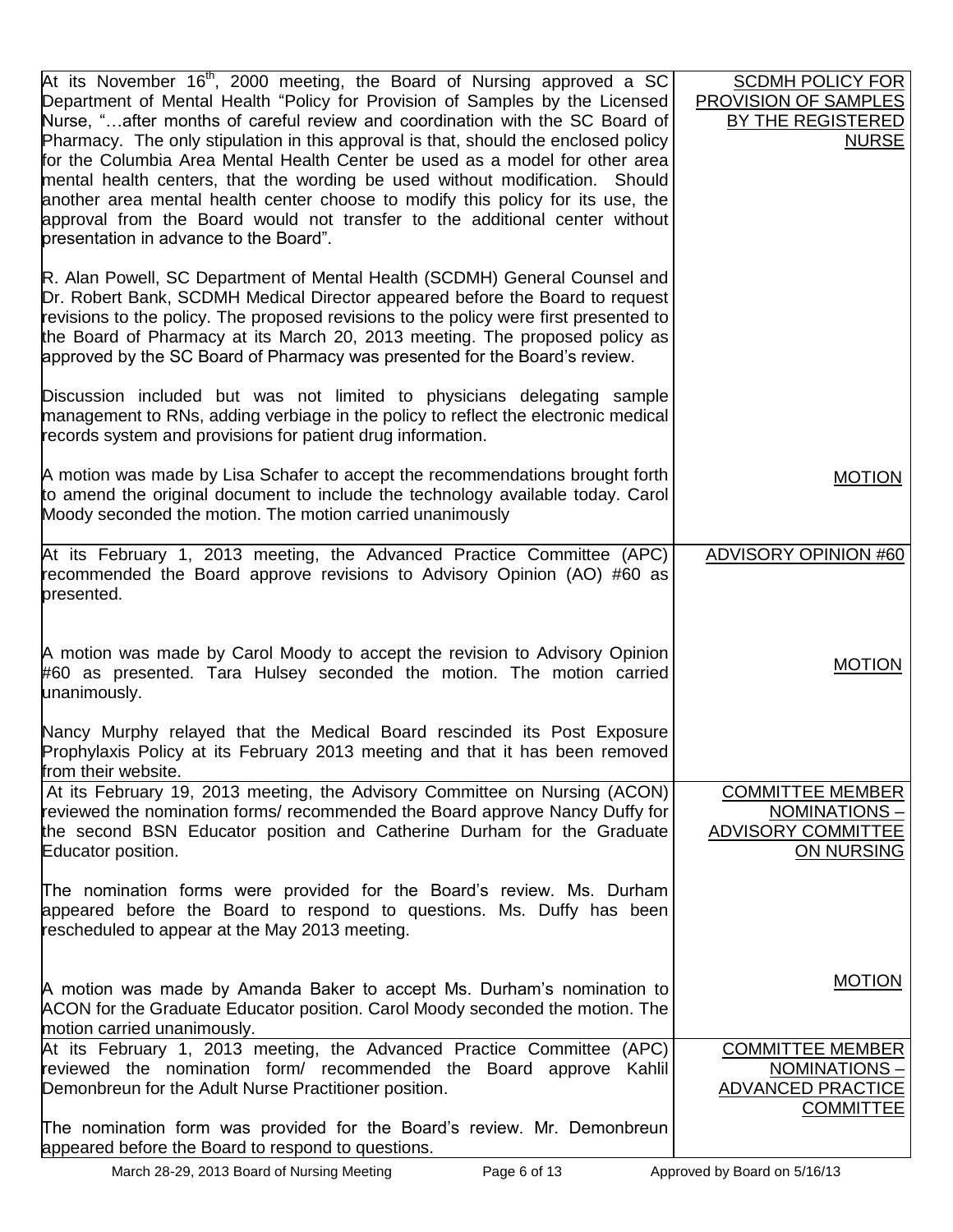| | |
|---|---|
| At its November 16th, 2000 meeting, the Board of Nursing approved a SC Department of Mental Health "Policy for Provision of Samples by the Licensed Nurse, "…after months of careful review and coordination with the SC Board of Pharmacy. The only stipulation in this approval is that, should the enclosed policy for the Columbia Area Mental Health Center be used as a model for other area mental health centers, that the wording be used without modification. Should another area mental health center choose to modify this policy for its use, the approval from the Board would not transfer to the additional center without presentation in advance to the Board".<br><br>R. Alan Powell, SC Department of Mental Health (SCDMH) General Counsel and Dr. Robert Bank, SCDMH Medical Director appeared before the Board to request revisions to the policy. The proposed revisions to the policy were first presented to the Board of Pharmacy at its March 20, 2013 meeting. The proposed policy as approved by the SC Board of Pharmacy was presented for the Board's review.<br><br>Discussion included but was not limited to physicians delegating sample management to RNs, adding verbiage in the policy to reflect the electronic medical records system and provisions for patient drug information. | SCDMH POLICY FOR PROVISION OF SAMPLES BY THE REGISTERED NURSE |
| A motion was made by Lisa Schafer to accept the recommendations brought forth to amend the original document to include the technology available today. Carol Moody seconded the motion. The motion carried unanimously | MOTION |
| At its February 1, 2013 meeting, the Advanced Practice Committee (APC) recommended the Board approve revisions to Advisory Opinion (AO) #60 as presented. | ADVISORY OPINION #60 |
| A motion was made by Carol Moody to accept the revision to Advisory Opinion #60 as presented. Tara Hulsey seconded the motion. The motion carried unanimously.<br><br>Nancy Murphy relayed that the Medical Board rescinded its Post Exposure Prophylaxis Policy at its February 2013 meeting and that it has been removed from their website. | MOTION |
| At its February 19, 2013 meeting, the Advisory Committee on Nursing (ACON) reviewed the nomination forms/ recommended the Board approve Nancy Duffy for the second BSN Educator position and Catherine Durham for the Graduate Educator position.<br><br>The nomination forms were provided for the Board's review. Ms. Durham appeared before the Board to respond to questions. Ms. Duffy has been rescheduled to appear at the May 2013 meeting. | COMMITTEE MEMBER NOMINATIONS – ADVISORY COMMITTEE ON NURSING |
| A motion was made by Amanda Baker to accept Ms. Durham's nomination to ACON for the Graduate Educator position. Carol Moody seconded the motion. The motion carried unanimously. | MOTION |
| At its February 1, 2013 meeting, the Advanced Practice Committee (APC) reviewed the nomination form/ recommended the Board approve Kahlil Demonbreun for the Adult Nurse Practitioner position.<br><br>The nomination form was provided for the Board's review. Mr. Demonbreun appeared before the Board to respond to questions. | COMMITTEE MEMBER NOMINATIONS – ADVANCED PRACTICE COMMITTEE |

March 28-29, 2013 Board of Nursing Meeting — Approved by Board on 5/16/13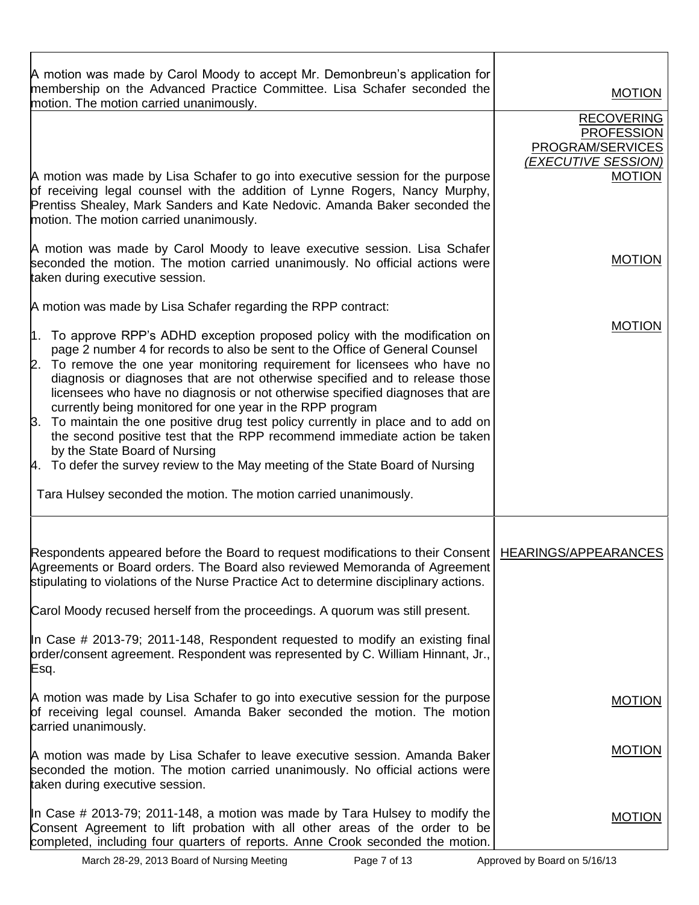| | |
|---|---|
| A motion was made by Carol Moody to accept Mr. Demonbreun's application for membership on the Advanced Practice Committee. Lisa Schafer seconded the motion. The motion carried unanimously. | MOTION |
| | RECOVERING PROFESSION PROGRAM/SERVICES *(EXECUTIVE SESSION)* |
| A motion was made by Lisa Schafer to go into executive session for the purpose of receiving legal counsel with the addition of Lynne Rogers, Nancy Murphy, Prentiss Shealey, Mark Sanders and Kate Nedovic. Amanda Baker seconded the motion. The motion carried unanimously. | MOTION |
| A motion was made by Carol Moody to leave executive session. Lisa Schafer seconded the motion. The motion carried unanimously. No official actions were taken during executive session. | MOTION |
| A motion was made by Lisa Schafer regarding the RPP contract:<br><br>1. To approve RPP's ADHD exception proposed policy with the modification on page 2 number 4 for records to also be sent to the Office of General Counsel<br>2. To remove the one year monitoring requirement for licensees who have no diagnosis or diagnoses that are not otherwise specified and to release those licensees who have no diagnosis or not otherwise specified diagnoses that are currently being monitored for one year in the RPP program<br>3. To maintain the one positive drug test policy currently in place and to add on the second positive test that the RPP recommend immediate action be taken by the State Board of Nursing<br>4. To defer the survey review to the May meeting of the State Board of Nursing<br><br>Tara Hulsey seconded the motion. The motion carried unanimously. | MOTION |
| Respondents appeared before the Board to request modifications to their Consent Agreements or Board orders. The Board also reviewed Memoranda of Agreement stipulating to violations of the Nurse Practice Act to determine disciplinary actions. | HEARINGS/APPEARANCES |
| Carol Moody recused herself from the proceedings. A quorum was still present. | |
| In Case # 2013-79; 2011-148, Respondent requested to modify an existing final order/consent agreement. Respondent was represented by C. William Hinnant, Jr., Esq. | |
| A motion was made by Lisa Schafer to go into executive session for the purpose of receiving legal counsel. Amanda Baker seconded the motion. The motion carried unanimously. | MOTION |
| A motion was made by Lisa Schafer to leave executive session. Amanda Baker seconded the motion. The motion carried unanimously. No official actions were taken during executive session. | MOTION |
| In Case # 2013-79; 2011-148, a motion was made by Tara Hulsey to modify the Consent Agreement to lift probation with all other areas of the order to be completed, including four quarters of reports. Anne Crook seconded the motion. | MOTION |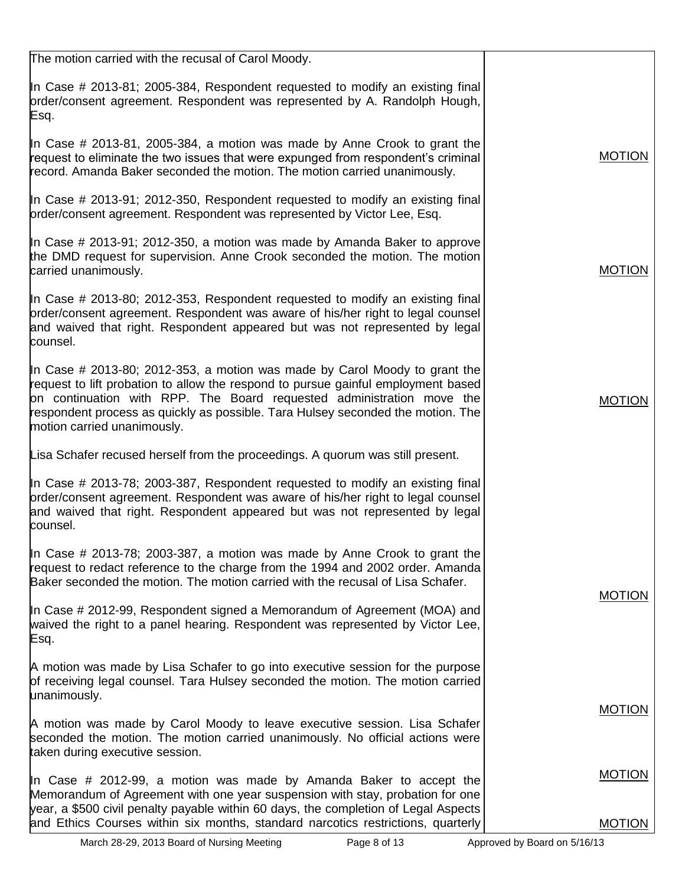| | |
|---|---|
| The motion carried with the recusal of Carol Moody. | |
| In Case # 2013-81; 2005-384, Respondent requested to modify an existing final order/consent agreement. Respondent was represented by A. Randolph Hough, Esq. | |
| In Case # 2013-81, 2005-384, a motion was made by Anne Crook to grant the request to eliminate the two issues that were expunged from respondent's criminal record. Amanda Baker seconded the motion. The motion carried unanimously. | MOTION |
| In Case # 2013-91; 2012-350, Respondent requested to modify an existing final order/consent agreement. Respondent was represented by Victor Lee, Esq. | |
| In Case # 2013-91; 2012-350, a motion was made by Amanda Baker to approve the DMD request for supervision. Anne Crook seconded the motion. The motion carried unanimously. | MOTION |
| In Case # 2013-80; 2012-353, Respondent requested to modify an existing final order/consent agreement. Respondent was aware of his/her right to legal counsel and waived that right. Respondent appeared but was not represented by legal counsel. | |
| In Case # 2013-80; 2012-353, a motion was made by Carol Moody to grant the request to lift probation to allow the respond to pursue gainful employment based on continuation with RPP. The Board requested administration move the respondent process as quickly as possible. Tara Hulsey seconded the motion. The motion carried unanimously. | MOTION |
| Lisa Schafer recused herself from the proceedings. A quorum was still present. | |
| In Case # 2013-78; 2003-387, Respondent requested to modify an existing final order/consent agreement. Respondent was aware of his/her right to legal counsel and waived that right. Respondent appeared but was not represented by legal counsel. | |
| In Case # 2013-78; 2003-387, a motion was made by Anne Crook to grant the request to redact reference to the charge from the 1994 and 2002 order. Amanda Baker seconded the motion. The motion carried with the recusal of Lisa Schafer. | MOTION |
| In Case # 2012-99, Respondent signed a Memorandum of Agreement (MOA) and waived the right to a panel hearing. Respondent was represented by Victor Lee, Esq. | |
| A motion was made by Lisa Schafer to go into executive session for the purpose of receiving legal counsel. Tara Hulsey seconded the motion. The motion carried unanimously. | MOTION |
| A motion was made by Carol Moody to leave executive session. Lisa Schafer seconded the motion. The motion carried unanimously. No official actions were taken during executive session. | MOTION |
| In Case # 2012-99, a motion was made by Amanda Baker to accept the Memorandum of Agreement with one year suspension with stay, probation for one year, a \$500 civil penalty payable within 60 days, the completion of Legal Aspects and Ethics Courses within six months, standard narcotics restrictions, quarterly | MOTION |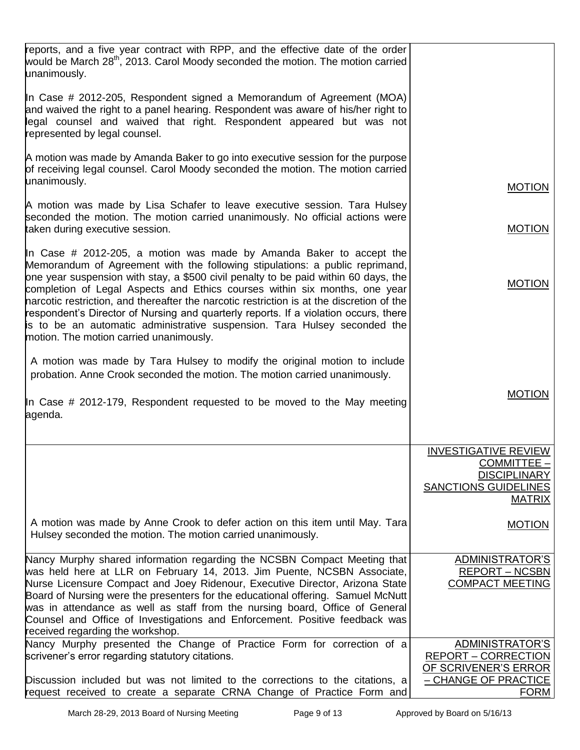| | |
|---|---|
| reports, and a five year contract with RPP, and the effective date of the order would be March 28th, 2013. Carol Moody seconded the motion. The motion carried unanimously.<br><br>In Case # 2012-205, Respondent signed a Memorandum of Agreement (MOA) and waived the right to a panel hearing. Respondent was aware of his/her right to legal counsel and waived that right. Respondent appeared but was not represented by legal counsel.<br><br>A motion was made by Amanda Baker to go into executive session for the purpose of receiving legal counsel. Carol Moody seconded the motion. The motion carried unanimously.<br><br>A motion was made by Lisa Schafer to leave executive session. Tara Hulsey seconded the motion. The motion carried unanimously. No official actions were taken during executive session.<br><br>In Case # 2012-205, a motion was made by Amanda Baker to accept the Memorandum of Agreement with the following stipulations: a public reprimand, one year suspension with stay, a $500 civil penalty to be paid within 60 days, the completion of Legal Aspects and Ethics courses within six months, one year narcotic restriction, and thereafter the narcotic restriction is at the discretion of the respondent's Director of Nursing and quarterly reports. If a violation occurs, there is to be an automatic administrative suspension. Tara Hulsey seconded the motion. The motion carried unanimously.<br><br>A motion was made by Tara Hulsey to modify the original motion to include probation. Anne Crook seconded the motion. The motion carried unanimously.<br><br>In Case # 2012-179, Respondent requested to be moved to the May meeting agenda. | MOTION<br><br>MOTION<br><br>MOTION<br><br>MOTION |
| A motion was made by Anne Crook to defer action on this item until May. Tara Hulsey seconded the motion. The motion carried unanimously. | INVESTIGATIVE REVIEW COMMITTEE – DISCIPLINARY SANCTIONS GUIDELINES MATRIX<br><br>MOTION |
| Nancy Murphy shared information regarding the NCSBN Compact Meeting that was held here at LLR on February 14, 2013. Jim Puente, NCSBN Associate, Nurse Licensure Compact and Joey Ridenour, Executive Director, Arizona State Board of Nursing were the presenters for the educational offering. Samuel McNutt was in attendance as well as staff from the nursing board, Office of General Counsel and Office of Investigations and Enforcement. Positive feedback was received regarding the workshop. | ADMINISTRATOR'S REPORT – NCSBN COMPACT MEETING |
| Nancy Murphy presented the Change of Practice Form for correction of a scrivener's error regarding statutory citations.<br><br>Discussion included but was not limited to the corrections to the citations, a request received to create a separate CRNA Change of Practice Form and | ADMINISTRATOR'S REPORT – CORRECTION OF SCRIVENER'S ERROR – CHANGE OF PRACTICE FORM |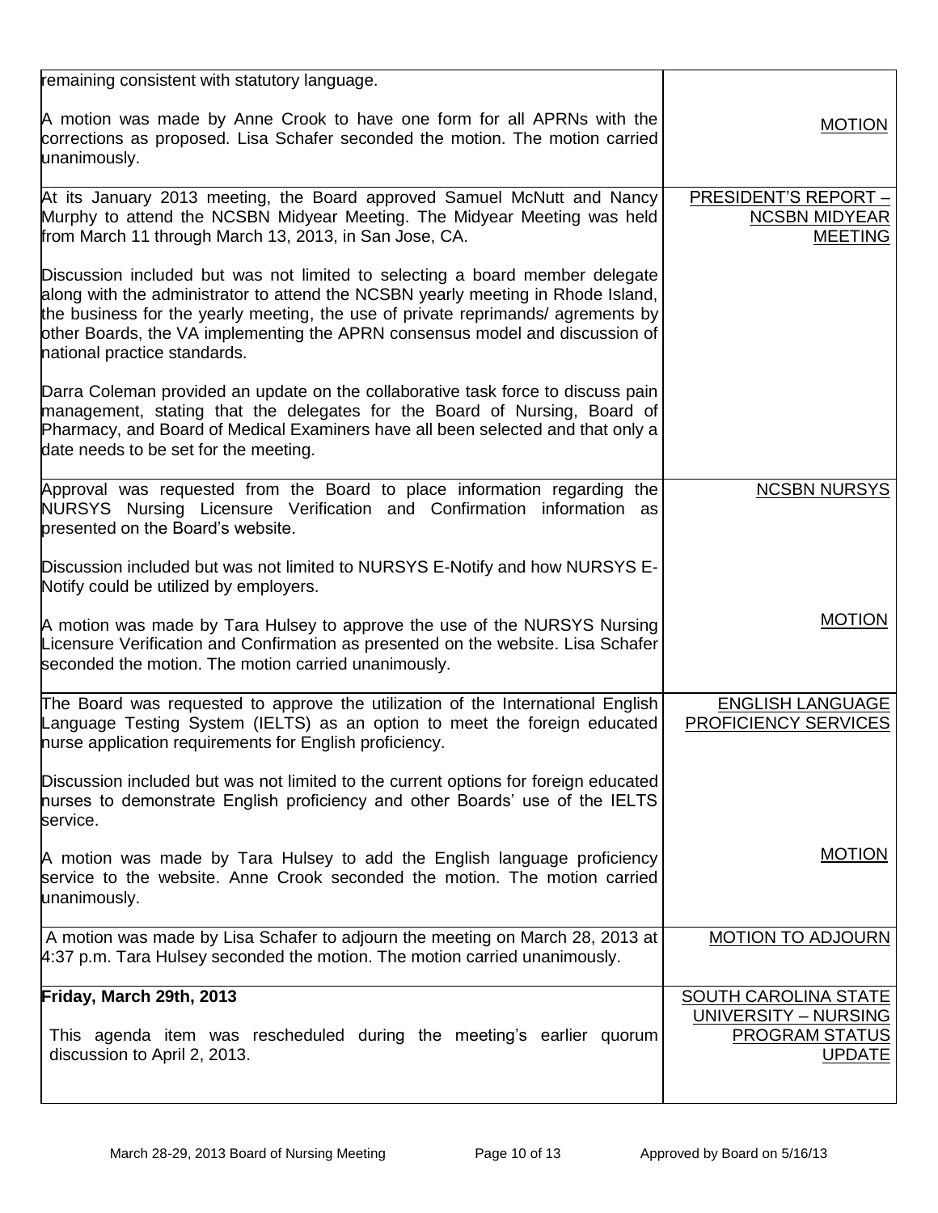| | |
|---|---|
| remaining consistent with statutory language.<br><br>A motion was made by Anne Crook to have one form for all APRNs with the corrections as proposed. Lisa Schafer seconded the motion. The motion carried unanimously. | <br><br>MOTION |
| At its January 2013 meeting, the Board approved Samuel McNutt and Nancy Murphy to attend the NCSBN Midyear Meeting. The Midyear Meeting was held from March 11 through March 13, 2013, in San Jose, CA.<br><br>Discussion included but was not limited to selecting a board member delegate along with the administrator to attend the NCSBN yearly meeting in Rhode Island, the business for the yearly meeting, the use of private reprimands/ agrements by other Boards, the VA implementing the APRN consensus model and discussion of national practice standards.<br><br>Darra Coleman provided an update on the collaborative task force to discuss pain management, stating that the delegates for the Board of Nursing, Board of Pharmacy, and Board of Medical Examiners have all been selected and that only a date needs to be set for the meeting. | PRESIDENT'S REPORT – NCSBN MIDYEAR MEETING |
| Approval was requested from the Board to place information regarding the NURSYS Nursing Licensure Verification and Confirmation information as presented on the Board's website.<br><br>Discussion included but was not limited to NURSYS E-Notify and how NURSYS E-Notify could be utilized by employers.<br><br>A motion was made by Tara Hulsey to approve the use of the NURSYS Nursing Licensure Verification and Confirmation as presented on the website. Lisa Schafer seconded the motion. The motion carried unanimously. | NCSBN NURSYS<br><br><br><br><br><br>MOTION |
| The Board was requested to approve the utilization of the International English Language Testing System (IELTS) as an option to meet the foreign educated nurse application requirements for English proficiency.<br><br>Discussion included but was not limited to the current options for foreign educated nurses to demonstrate English proficiency and other Boards' use of the IELTS service.<br><br>A motion was made by Tara Hulsey to add the English language proficiency service to the website. Anne Crook seconded the motion. The motion carried unanimously. | ENGLISH LANGUAGE PROFICIENCY SERVICES<br><br><br><br><br><br>MOTION |
| A motion was made by Lisa Schafer to adjourn the meeting on March 28, 2013 at 4:37 p.m. Tara Hulsey seconded the motion. The motion carried unanimously. | MOTION TO ADJOURN |
| **Friday, March 29th, 2013**<br><br>This agenda item was rescheduled during the meeting's earlier quorum discussion to April 2, 2013. | SOUTH CAROLINA STATE UNIVERSITY – NURSING PROGRAM STATUS UPDATE |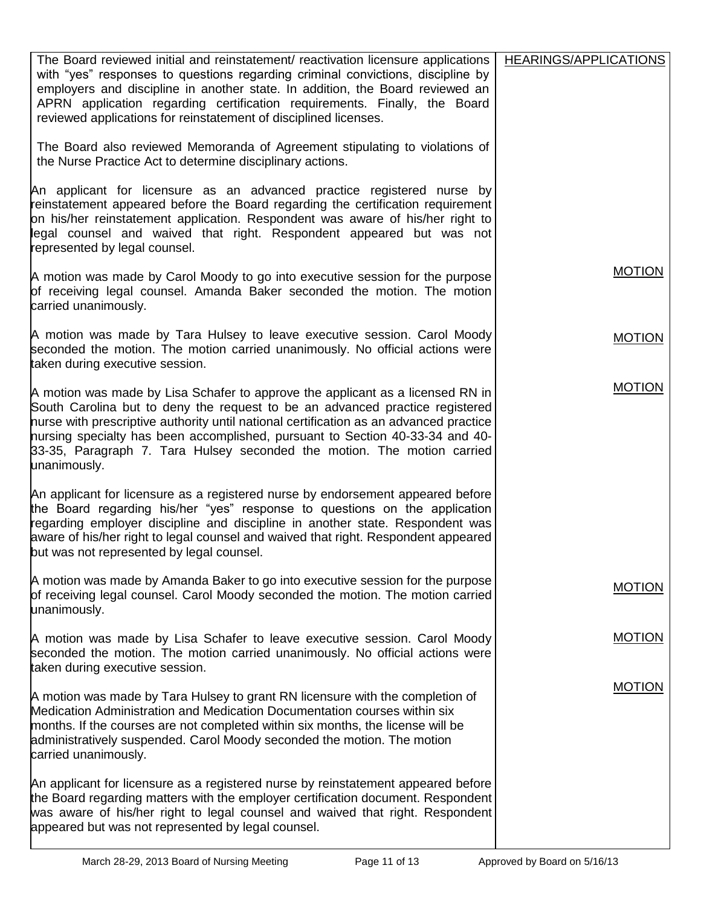| | |
|---|---|
| The Board reviewed initial and reinstatement/ reactivation licensure applications with "yes" responses to questions regarding criminal convictions, discipline by employers and discipline in another state. In addition, the Board reviewed an APRN application regarding certification requirements. Finally, the Board reviewed applications for reinstatement of disciplined licenses.<br><br>The Board also reviewed Memoranda of Agreement stipulating to violations of the Nurse Practice Act to determine disciplinary actions.<br><br>An applicant for licensure as an advanced practice registered nurse by reinstatement appeared before the Board regarding the certification requirement on his/her reinstatement application. Respondent was aware of his/her right to legal counsel and waived that right. Respondent appeared but was not represented by legal counsel. | HEARINGS/APPLICATIONS |
| A motion was made by Carol Moody to go into executive session for the purpose of receiving legal counsel. Amanda Baker seconded the motion. The motion carried unanimously. | MOTION |
| A motion was made by Tara Hulsey to leave executive session. Carol Moody seconded the motion. The motion carried unanimously. No official actions were taken during executive session. | MOTION |
| A motion was made by Lisa Schafer to approve the applicant as a licensed RN in South Carolina but to deny the request to be an advanced practice registered nurse with prescriptive authority until national certification as an advanced practice nursing specialty has been accomplished, pursuant to Section 40-33-34 and 40-33-35, Paragraph 7. Tara Hulsey seconded the motion. The motion carried unanimously. | MOTION |
| An applicant for licensure as a registered nurse by endorsement appeared before the Board regarding his/her "yes" response to questions on the application regarding employer discipline and discipline in another state. Respondent was aware of his/her right to legal counsel and waived that right. Respondent appeared but was not represented by legal counsel. | |
| A motion was made by Amanda Baker to go into executive session for the purpose of receiving legal counsel. Carol Moody seconded the motion. The motion carried unanimously. | MOTION |
| A motion was made by Lisa Schafer to leave executive session. Carol Moody seconded the motion. The motion carried unanimously. No official actions were taken during executive session. | MOTION |
| A motion was made by Tara Hulsey to grant RN licensure with the completion of Medication Administration and Medication Documentation courses within six months. If the courses are not completed within six months, the license will be administratively suspended. Carol Moody seconded the motion. The motion carried unanimously. | MOTION |
| An applicant for licensure as a registered nurse by reinstatement appeared before the Board regarding matters with the employer certification document. Respondent was aware of his/her right to legal counsel and waived that right. Respondent appeared but was not represented by legal counsel. | |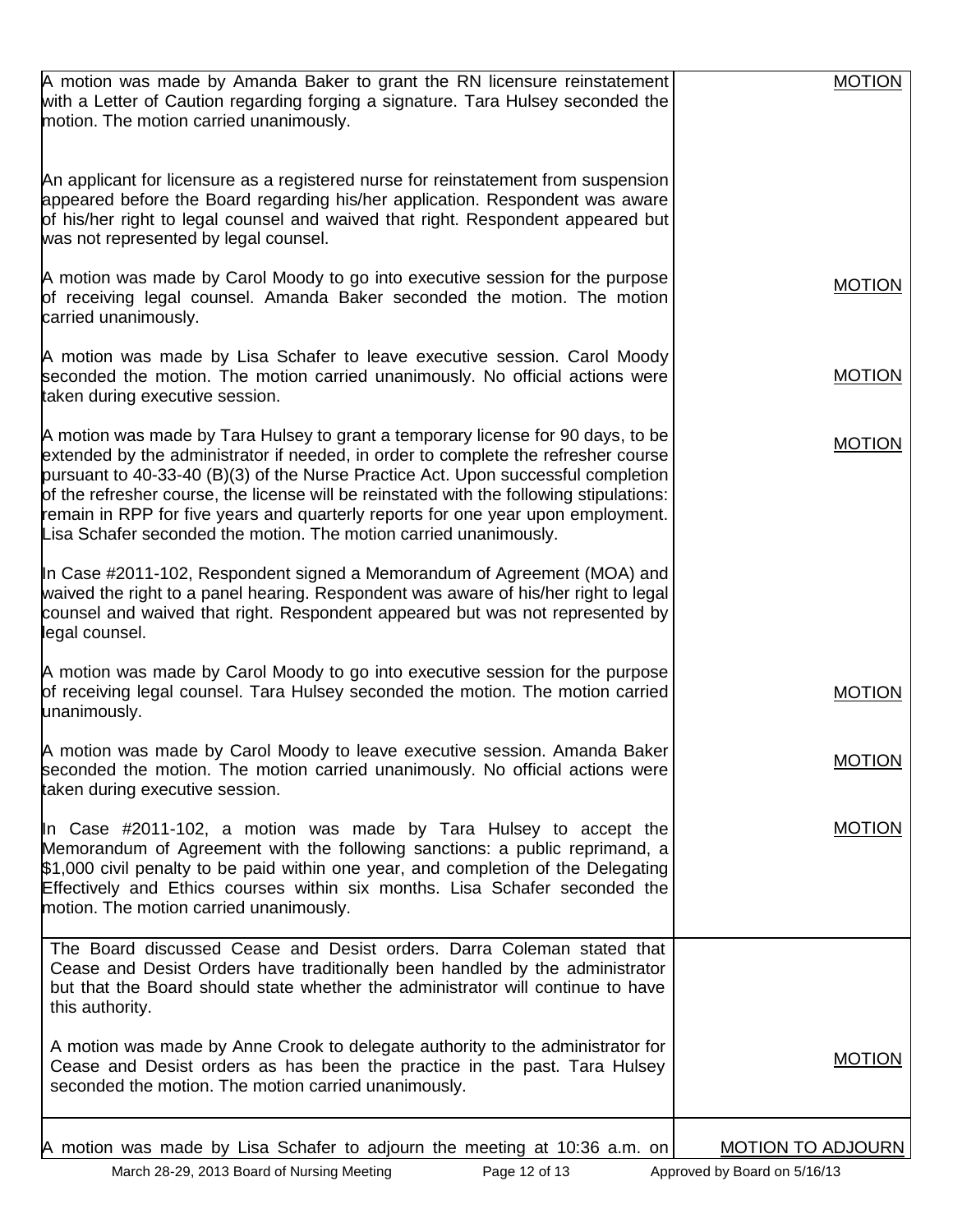| | |
|---|---|
| A motion was made by Amanda Baker to grant the RN licensure reinstatement with a Letter of Caution regarding forging a signature. Tara Hulsey seconded the motion. The motion carried unanimously. | MOTION |
| An applicant for licensure as a registered nurse for reinstatement from suspension appeared before the Board regarding his/her application. Respondent was aware of his/her right to legal counsel and waived that right. Respondent appeared but was not represented by legal counsel. | |
| A motion was made by Carol Moody to go into executive session for the purpose of receiving legal counsel. Amanda Baker seconded the motion. The motion carried unanimously. | MOTION |
| A motion was made by Lisa Schafer to leave executive session. Carol Moody seconded the motion. The motion carried unanimously. No official actions were taken during executive session. | MOTION |
| A motion was made by Tara Hulsey to grant a temporary license for 90 days, to be extended by the administrator if needed, in order to complete the refresher course pursuant to 40-33-40 (B)(3) of the Nurse Practice Act. Upon successful completion of the refresher course, the license will be reinstated with the following stipulations: remain in RPP for five years and quarterly reports for one year upon employment. Lisa Schafer seconded the motion. The motion carried unanimously. | MOTION |
| In Case #2011-102, Respondent signed a Memorandum of Agreement (MOA) and waived the right to a panel hearing. Respondent was aware of his/her right to legal counsel and waived that right. Respondent appeared but was not represented by legal counsel. | |
| A motion was made by Carol Moody to go into executive session for the purpose of receiving legal counsel. Tara Hulsey seconded the motion. The motion carried unanimously. | MOTION |
| A motion was made by Carol Moody to leave executive session. Amanda Baker seconded the motion. The motion carried unanimously. No official actions were taken during executive session. | MOTION |
| In Case #2011-102, a motion was made by Tara Hulsey to accept the Memorandum of Agreement with the following sanctions: a public reprimand, a $1,000 civil penalty to be paid within one year, and completion of the Delegating Effectively and Ethics courses within six months. Lisa Schafer seconded the motion. The motion carried unanimously. | MOTION |
| The Board discussed Cease and Desist orders. Darra Coleman stated that Cease and Desist Orders have traditionally been handled by the administrator but that the Board should state whether the administrator will continue to have this authority.<br><br>A motion was made by Anne Crook to delegate authority to the administrator for Cease and Desist orders as has been the practice in the past. Tara Hulsey seconded the motion. The motion carried unanimously. | MOTION |
| A motion was made by Lisa Schafer to adjourn the meeting at 10:36 a.m. on | MOTION TO ADJOURN |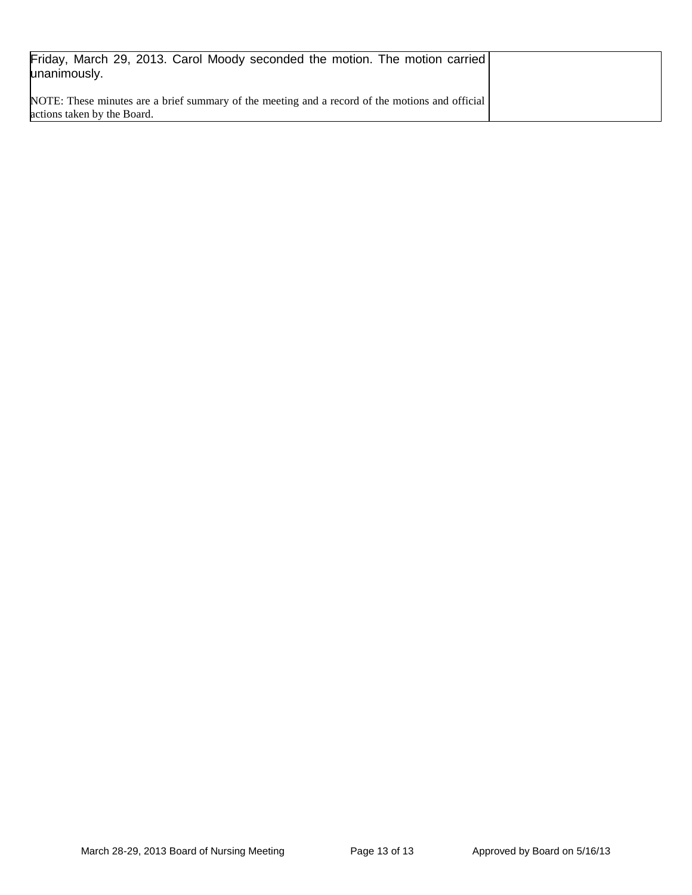| | |
|---|---|
| Friday, March 29, 2013. Carol Moody seconded the motion. The motion carried unanimously.<br><br>NOTE: These minutes are a brief summary of the meeting and a record of the motions and official actions taken by the Board. | |